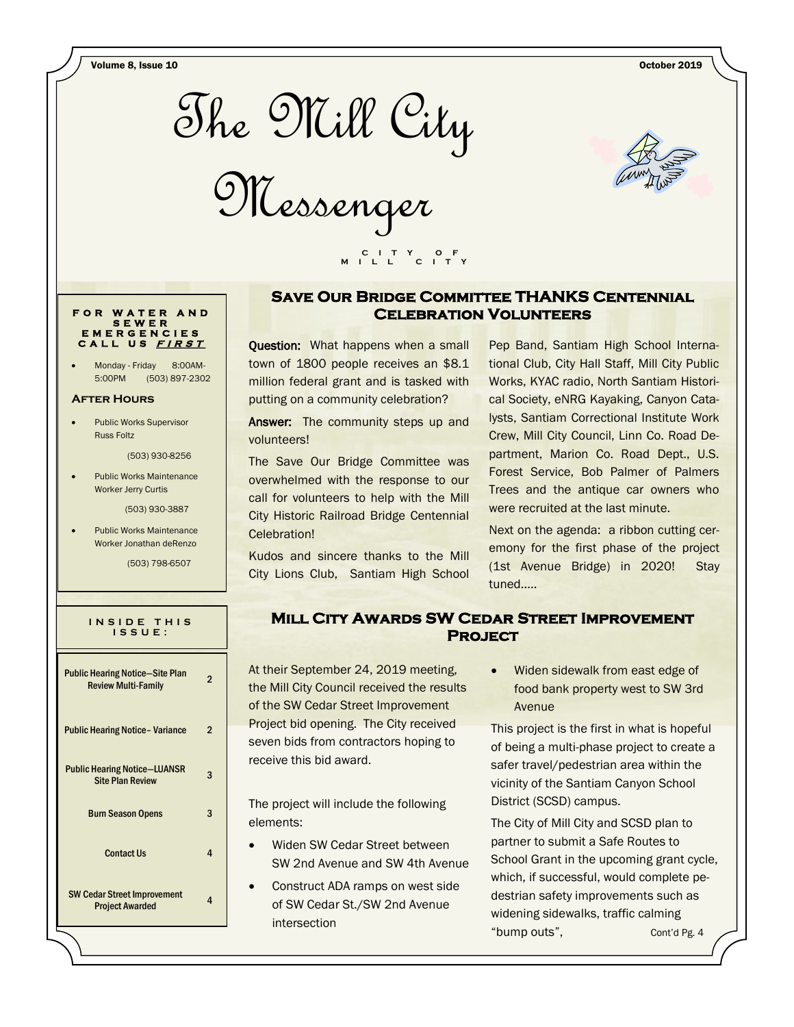# The Mill City Messenger

CITY OF MILL CITY

**FOR WATER AND SEWER EMERGENCIES CALL US *FIRST***

- Monday - Friday 8:00AM-5:00PM (503) 897-2302

### After Hours

- Public Works Supervisor Russ Foltz

  (503) 930-8256

- Public Works Maintenance Worker Jerry Curtis

  (503) 930-3887

- Public Works Maintenance Worker Jonathan deRenzo

  (503) 798-6507

**INSIDE THIS ISSUE:**

| | |
|---|---|
| Public Hearing Notice—Site Plan Review Multi-Family | 2 |
| Public Hearing Notice– Variance | 2 |
| Public Hearing Notice—LUANSR Site Plan Review | 3 |
| Burn Season Opens | 3 |
| Contact Us | 4 |
| SW Cedar Street Improvement Project Awarded | 4 |

## Save Our Bridge Committee THANKS Centennial Celebration Volunteers

**Question:** What happens when a small town of 1800 people receives an $8.1 million federal grant and is tasked with putting on a community celebration?

**Answer:** The community steps up and volunteers!

The Save Our Bridge Committee was overwhelmed with the response to our call for volunteers to help with the Mill City Historic Railroad Bridge Centennial Celebration!

Kudos and sincere thanks to the Mill City Lions Club, Santiam High School Pep Band, Santiam High School International Club, City Hall Staff, Mill City Public Works, KYAC radio, North Santiam Historical Society, eNRG Kayaking, Canyon Catalysts, Santiam Correctional Institute Work Crew, Mill City Council, Linn Co. Road Department, Marion Co. Road Dept., U.S. Forest Service, Bob Palmer of Palmers Trees and the antique car owners who were recruited at the last minute.

Next on the agenda: a ribbon cutting ceremony for the first phase of the project (1st Avenue Bridge) in 2020! Stay tuned.....

## Mill City Awards SW Cedar Street Improvement Project

At their September 24, 2019 meeting, the Mill City Council received the results of the SW Cedar Street Improvement Project bid opening. The City received seven bids from contractors hoping to receive this bid award.

The project will include the following elements:

- Widen SW Cedar Street between SW 2nd Avenue and SW 4th Avenue
- Construct ADA ramps on west side of SW Cedar St./SW 2nd Avenue intersection
- Widen sidewalk from east edge of food bank property west to SW 3rd Avenue

This project is the first in what is hopeful of being a multi-phase project to create a safer travel/pedestrian area within the vicinity of the Santiam Canyon School District (SCSD) campus.

The City of Mill City and SCSD plan to partner to submit a Safe Routes to School Grant in the upcoming grant cycle, which, if successful, would complete pedestrian safety improvements such as widening sidewalks, traffic calming "bump outs", Cont'd Pg. 4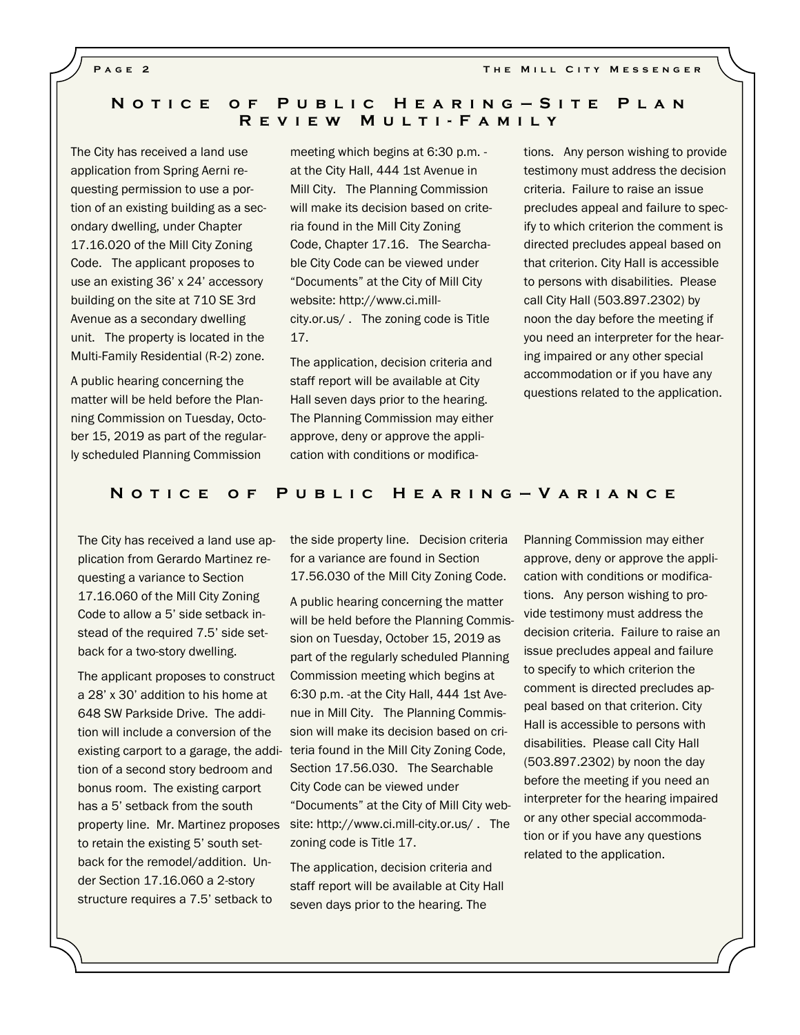## Notice of Public Hearing—Site Plan Review Multi-Family

The City has received a land use application from Spring Aerni requesting permission to use a portion of an existing building as a secondary dwelling, under Chapter 17.16.020 of the Mill City Zoning Code. The applicant proposes to use an existing 36' x 24' accessory building on the site at 710 SE 3rd Avenue as a secondary dwelling unit. The property is located in the Multi-Family Residential (R-2) zone.

A public hearing concerning the matter will be held before the Planning Commission on Tuesday, October 15, 2019 as part of the regularly scheduled Planning Commission meeting which begins at 6:30 p.m. - at the City Hall, 444 1st Avenue in Mill City. The Planning Commission will make its decision based on criteria found in the Mill City Zoning Code, Chapter 17.16. The Searchable City Code can be viewed under "Documents" at the City of Mill City website: http://www.ci.mill-city.or.us/ . The zoning code is Title 17.

The application, decision criteria and staff report will be available at City Hall seven days prior to the hearing. The Planning Commission may either approve, deny or approve the application with conditions or modifications. Any person wishing to provide testimony must address the decision criteria. Failure to raise an issue precludes appeal and failure to specify to which criterion the comment is directed precludes appeal based on that criterion. City Hall is accessible to persons with disabilities. Please call City Hall (503.897.2302) by noon the day before the meeting if you need an interpreter for the hearing impaired or any other special accommodation or if you have any questions related to the application.

## Notice of Public Hearing—Variance

The City has received a land use application from Gerardo Martinez requesting a variance to Section 17.16.060 of the Mill City Zoning Code to allow a 5' side setback instead of the required 7.5' side setback for a two-story dwelling.

The applicant proposes to construct a 28' x 30' addition to his home at 648 SW Parkside Drive. The addition will include a conversion of the existing carport to a garage, the addition of a second story bedroom and bonus room. The existing carport has a 5' setback from the south property line. Mr. Martinez proposes to retain the existing 5' south setback for the remodel/addition. Under Section 17.16.060 a 2-story structure requires a 7.5' setback to the side property line. Decision criteria for a variance are found in Section 17.56.030 of the Mill City Zoning Code.

A public hearing concerning the matter will be held before the Planning Commission on Tuesday, October 15, 2019 as part of the regularly scheduled Planning Commission meeting which begins at 6:30 p.m. -at the City Hall, 444 1st Avenue in Mill City. The Planning Commission will make its decision based on criteria found in the Mill City Zoning Code, Section 17.56.030. The Searchable City Code can be viewed under "Documents" at the City of Mill City website: http://www.ci.mill-city.or.us/ . The zoning code is Title 17.

The application, decision criteria and staff report will be available at City Hall seven days prior to the hearing. The Planning Commission may either approve, deny or approve the application with conditions or modifications. Any person wishing to provide testimony must address the decision criteria. Failure to raise an issue precludes appeal and failure to specify to which criterion the comment is directed precludes appeal based on that criterion. City Hall is accessible to persons with disabilities. Please call City Hall (503.897.2302) by noon the day before the meeting if you need an interpreter for the hearing impaired or any other special accommodation or if you have any questions related to the application.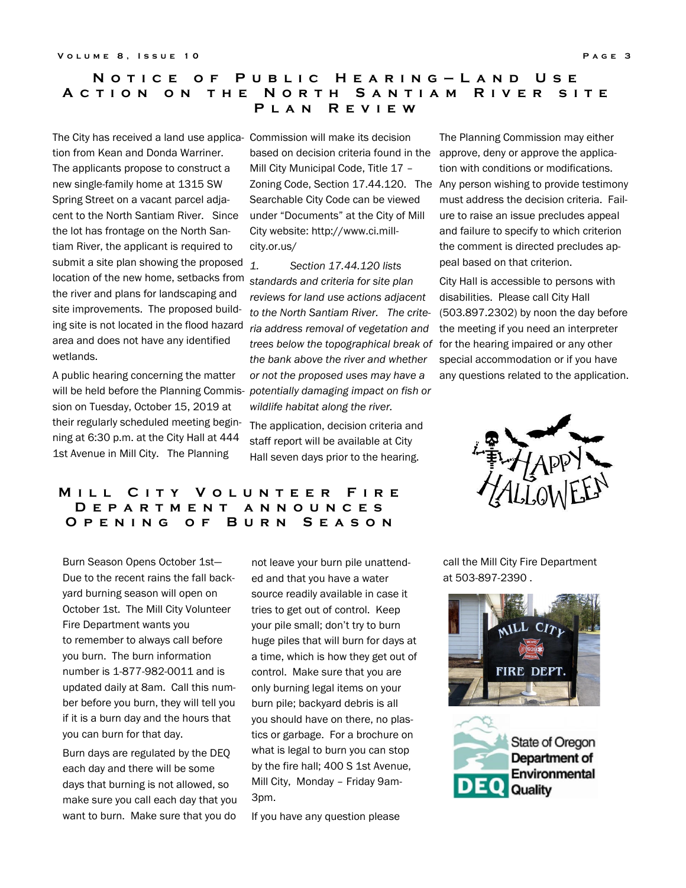## Notice of Public Hearing—Land Use Action on the North Santiam River site Plan Review

The City has received a land use application from Kean and Donda Warriner. The applicants propose to construct a new single-family home at 1315 SW Spring Street on a vacant parcel adjacent to the North Santiam River. Since the lot has frontage on the North Santiam River, the applicant is required to submit a site plan showing the proposed location of the new home, setbacks from the river and plans for landscaping and site improvements. The proposed building site is not located in the flood hazard area and does not have any identified wetlands.

A public hearing concerning the matter will be held before the Planning Commission on Tuesday, October 15, 2019 at their regularly scheduled meeting beginning at 6:30 p.m. at the City Hall at 444 1st Avenue in Mill City. The Planning Commission will make its decision based on decision criteria found in the Mill City Municipal Code, Title 17 – Zoning Code, Section 17.44.120. The Searchable City Code can be viewed under "Documents" at the City of Mill City website: http://www.ci.mill-city.or.us/

1. *Section 17.44.120 lists standards and criteria for site plan reviews for land use actions adjacent to the North Santiam River. The criteria address removal of vegetation and trees below the topographical break of the bank above the river and whether or not the proposed uses may have a potentially damaging impact on fish or wildlife habitat along the river.*

The application, decision criteria and staff report will be available at City Hall seven days prior to the hearing.

The Planning Commission may either approve, deny or approve the application with conditions or modifications. Any person wishing to provide testimony must address the decision criteria. Failure to raise an issue precludes appeal and failure to specify to which criterion the comment is directed precludes appeal based on that criterion.

City Hall is accessible to persons with disabilities. Please call City Hall (503.897.2302) by noon the day before the meeting if you need an interpreter for the hearing impaired or any other special accommodation or if you have any questions related to the application.

Happy Halloween

## Mill City Volunteer Fire Department announces Opening of Burn Season

Burn Season Opens October 1st—Due to the recent rains the fall backyard burning season will open on October 1st. The Mill City Volunteer Fire Department wants you to remember to always call before you burn. The burn information number is 1-877-982-0011 and is updated daily at 8am. Call this number before you burn, they will tell you if it is a burn day and the hours that you can burn for that day.

Burn days are regulated by the DEQ each day and there will be some days that burning is not allowed, so make sure you call each day that you want to burn. Make sure that you do not leave your burn pile unattended and that you have a water source readily available in case it tries to get out of control. Keep your pile small; don't try to burn huge piles that will burn for days at a time, which is how they get out of control. Make sure that you are only burning legal items on your burn pile; backyard debris is all you should have on there, no plastics or garbage. For a brochure on what is legal to burn you can stop by the fire hall; 400 S 1st Avenue, Mill City, Monday – Friday 9am-3pm.

If you have any question please call the Mill City Fire Department at 503-897-2390 .

State of Oregon Department of Environmental Quality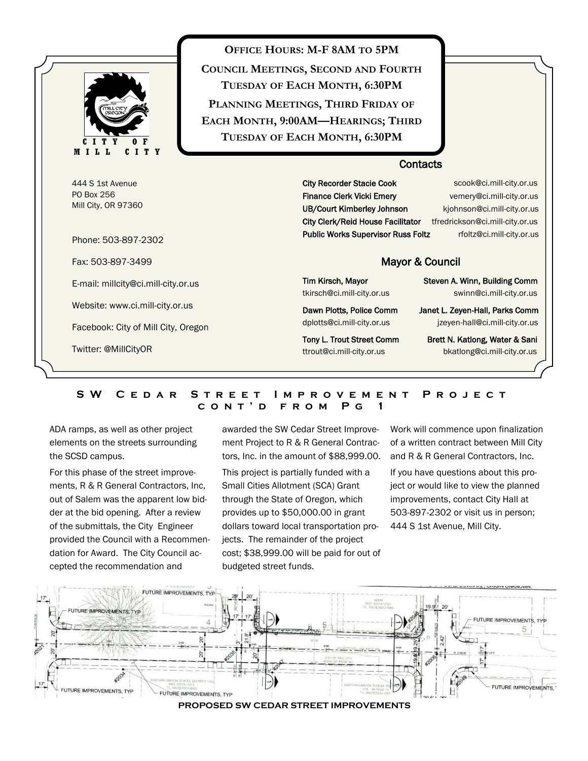**OFFICE HOURS: M-F 8AM TO 5PM**

**COUNCIL MEETINGS, SECOND AND FOURTH TUESDAY OF EACH MONTH, 6:30PM**

**PLANNING MEETINGS, THIRD FRIDAY OF EACH MONTH, 9:00AM—HEARINGS; THIRD TUESDAY OF EACH MONTH, 6:30PM**

CITY OF MILL CITY

444 S 1st Avenue
PO Box 256
Mill City, OR 97360

Phone: 503-897-2302

Fax: 503-897-3499

E-mail: millcity@ci.mill-city.or.us

Website: www.ci.mill-city.or.us

Facebook: City of Mill City, Oregon

Twitter: @MillCityOR

## Contacts

| | |
|---|---|
| **City Recorder Stacie Cook** | scook@ci.mill-city.or.us |
| **Finance Clerk Vicki Emery** | vemery@ci.mill-city.or.us |
| **UB/Court Kimberley Johnson** | kjohnson@ci.mill-city.or.us |
| **City Clerk/Reid House Facilitator** | tfredrickson@ci.mill-city.or.us |
| **Public Works Supervisor Russ Foltz** | rfoltz@ci.mill-city.or.us |

## Mayor & Council

**Tim Kirsch, Mayor**
tkirsch@ci.mill-city.or.us

**Steven A. Winn, Building Comm**
swinn@ci.mill-city.or.us

**Dawn Plotts, Police Comm**
dplotts@ci.mill-city.or.us

**Janet L. Zeyen-Hall, Parks Comm**
jzeyen-hall@ci.mill-city.or.us

**Tony L. Trout Street Comm**
ttrout@ci.mill-city.or.us

**Brett N. Katlong, Water & Sani**
bkatlong@ci.mill-city.or.us

## SW Cedar Street Improvement Project cont'd from Pg 1

ADA ramps, as well as other project elements on the streets surrounding the SCSD campus.

For this phase of the street improvements, R & R General Contractors, Inc, out of Salem was the apparent low bidder at the bid opening. After a review of the submittals, the City Engineer provided the Council with a Recommendation for Award. The City Council accepted the recommendation and awarded the SW Cedar Street Improvement Project to R & R General Contractors, Inc. in the amount of $88,999.00.

This project is partially funded with a Small Cities Allotment (SCA) Grant through the State of Oregon, which provides up to $50,000.00 in grant dollars toward local transportation projects. The remainder of the project cost; $38,999.00 will be paid for out of budgeted street funds.

Work will commence upon finalization of a written contract between Mill City and R & R General Contractors, Inc.

If you have questions about this project or would like to view the planned improvements, contact City Hall at 503-897-2302 or visit us in person; 444 S 1st Avenue, Mill City.

**PROPOSED SW CEDAR STREET IMPROVEMENTS**